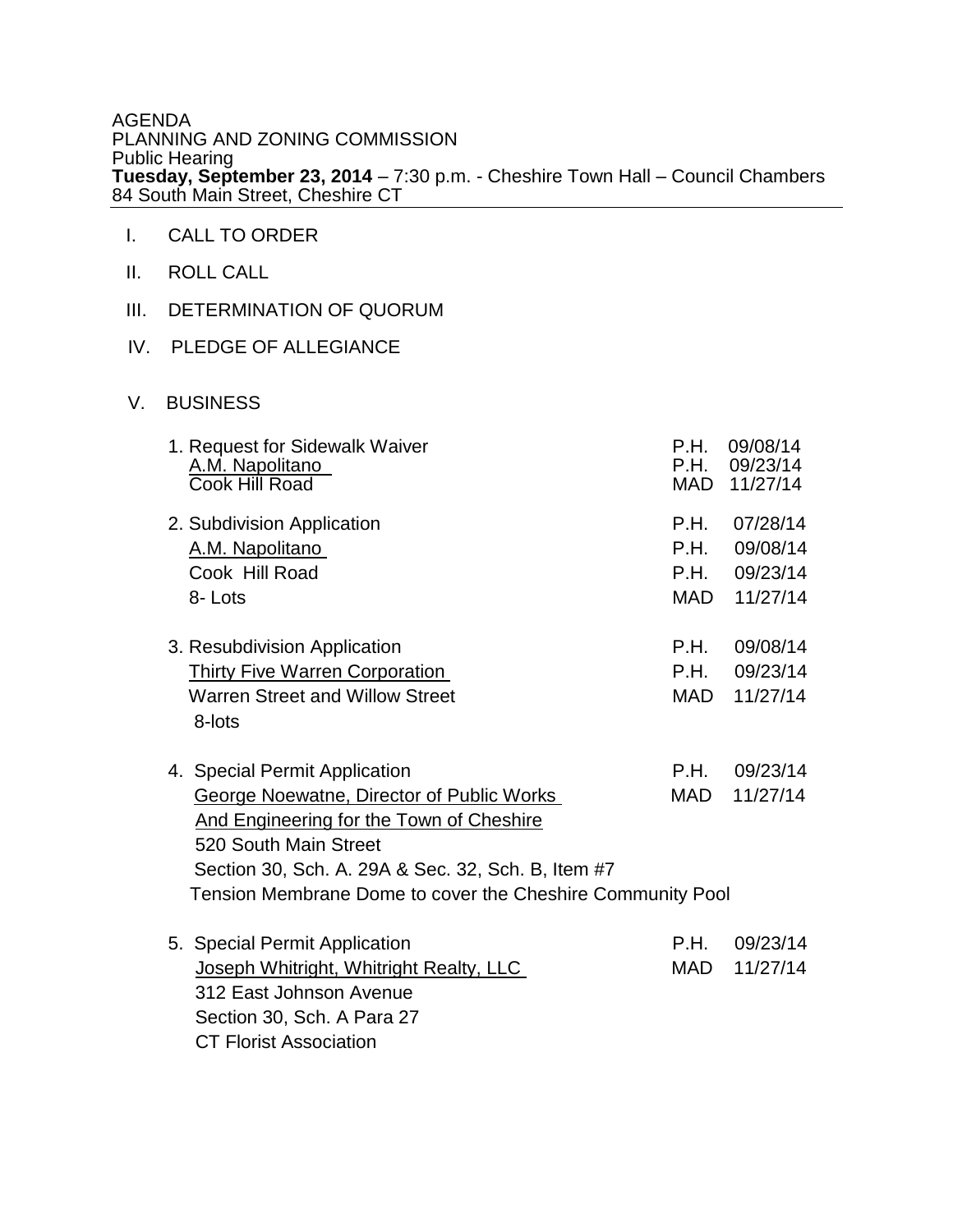AGENDA
PLANNING AND ZONING COMMISSION
Public Hearing
**Tuesday, September 23, 2014** – 7:30 p.m. - Cheshire Town Hall – Council Chambers
84 South Main Street, Cheshire CT

I. CALL TO ORDER

II. ROLL CALL

III. DETERMINATION OF QUORUM

IV. PLEDGE OF ALLEGIANCE

V. BUSINESS

1. Request for Sidewalk Waiver
   A.M. Napolitano
   Cook Hill Road

   P.H. 09/08/14
   P.H. 09/23/14
   MAD 11/27/14

2. Subdivision Application
   A.M. Napolitano
   Cook Hill Road
   8- Lots

   P.H. 07/28/14
   P.H. 09/08/14
   P.H. 09/23/14
   MAD 11/27/14

3. Resubdivision Application
   Thirty Five Warren Corporation
   Warren Street and Willow Street
   8-lots

   P.H. 09/08/14
   P.H. 09/23/14
   MAD 11/27/14

4. Special Permit Application
   George Noewatne, Director of Public Works
   And Engineering for the Town of Cheshire
   520 South Main Street
   Section 30, Sch. A. 29A & Sec. 32, Sch. B, Item #7
   Tension Membrane Dome to cover the Cheshire Community Pool

   P.H. 09/23/14
   MAD 11/27/14

5. Special Permit Application
   Joseph Whitright, Whitright Realty, LLC
   312 East Johnson Avenue
   Section 30, Sch. A Para 27
   CT Florist Association

   P.H. 09/23/14
   MAD 11/27/14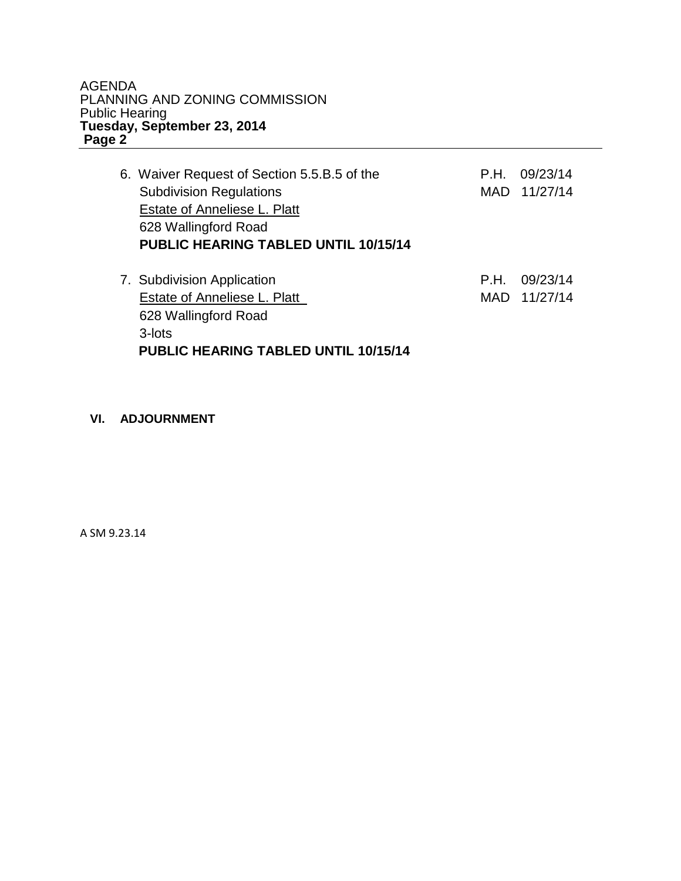6. Waiver Request of Section 5.5.B.5 of the Subdivision Regulations — P.H. 09/23/14, MAD 11/27/14
   Estate of Anneliese L. Platt
   628 Wallingford Road
   **PUBLIC HEARING TABLED UNTIL 10/15/14**

7. Subdivision Application — P.H. 09/23/14, MAD 11/27/14
   Estate of Anneliese L. Platt
   628 Wallingford Road
   3-lots
   **PUBLIC HEARING TABLED UNTIL 10/15/14**

## VI. ADJOURNMENT

A SM 9.23.14